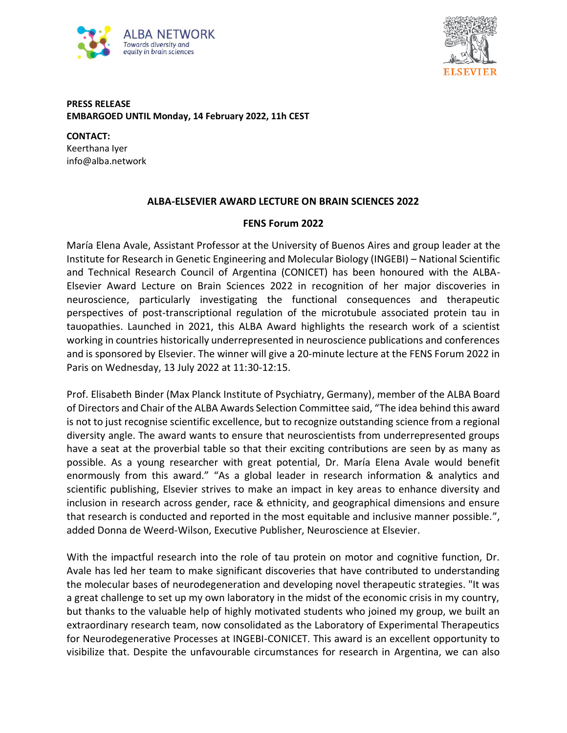ALBA NETWORK
Towards diversity and equity in brain sciences

ELSEVIER

**PRESS RELEASE**
**EMBARGOED UNTIL Monday, 14 February 2022, 11h CEST**

**CONTACT:**
Keerthana Iyer
info@alba.network

## ALBA-ELSEVIER AWARD LECTURE ON BRAIN SCIENCES 2022

### FENS Forum 2022

María Elena Avale, Assistant Professor at the University of Buenos Aires and group leader at the Institute for Research in Genetic Engineering and Molecular Biology (INGEBI) – National Scientific and Technical Research Council of Argentina (CONICET) has been honoured with the ALBA-Elsevier Award Lecture on Brain Sciences 2022 in recognition of her major discoveries in neuroscience, particularly investigating the functional consequences and therapeutic perspectives of post-transcriptional regulation of the microtubule associated protein tau in tauopathies. Launched in 2021, this ALBA Award highlights the research work of a scientist working in countries historically underrepresented in neuroscience publications and conferences and is sponsored by Elsevier. The winner will give a 20-minute lecture at the FENS Forum 2022 in Paris on Wednesday, 13 July 2022 at 11:30-12:15.

Prof. Elisabeth Binder (Max Planck Institute of Psychiatry, Germany), member of the ALBA Board of Directors and Chair of the ALBA Awards Selection Committee said, "The idea behind this award is not to just recognise scientific excellence, but to recognize outstanding science from a regional diversity angle. The award wants to ensure that neuroscientists from underrepresented groups have a seat at the proverbial table so that their exciting contributions are seen by as many as possible. As a young researcher with great potential, Dr. María Elena Avale would benefit enormously from this award." "As a global leader in research information & analytics and scientific publishing, Elsevier strives to make an impact in key areas to enhance diversity and inclusion in research across gender, race & ethnicity, and geographical dimensions and ensure that research is conducted and reported in the most equitable and inclusive manner possible.", added Donna de Weerd-Wilson, Executive Publisher, Neuroscience at Elsevier.

With the impactful research into the role of tau protein on motor and cognitive function, Dr. Avale has led her team to make significant discoveries that have contributed to understanding the molecular bases of neurodegeneration and developing novel therapeutic strategies. "It was a great challenge to set up my own laboratory in the midst of the economic crisis in my country, but thanks to the valuable help of highly motivated students who joined my group, we built an extraordinary research team, now consolidated as the Laboratory of Experimental Therapeutics for Neurodegenerative Processes at INGEBI-CONICET. This award is an excellent opportunity to visibilize that. Despite the unfavourable circumstances for research in Argentina, we can also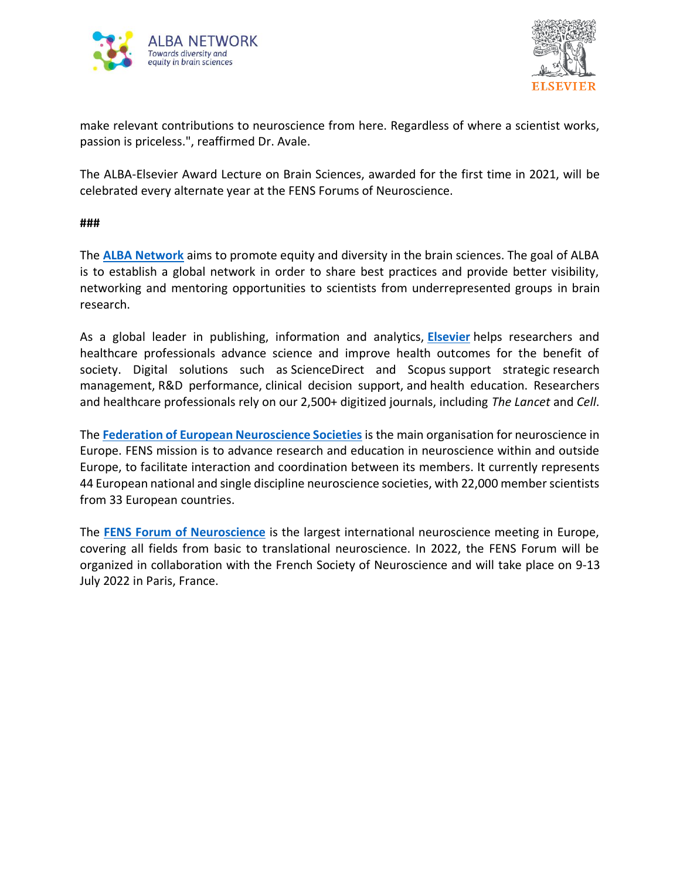make relevant contributions to neuroscience from here. Regardless of where a scientist works, passion is priceless.", reaffirmed Dr. Avale.

The ALBA-Elsevier Award Lecture on Brain Sciences, awarded for the first time in 2021, will be celebrated every alternate year at the FENS Forums of Neuroscience.

**###**

The **ALBA Network** aims to promote equity and diversity in the brain sciences. The goal of ALBA is to establish a global network in order to share best practices and provide better visibility, networking and mentoring opportunities to scientists from underrepresented groups in brain research.

As a global leader in publishing, information and analytics, **Elsevier** helps researchers and healthcare professionals advance science and improve health outcomes for the benefit of society. Digital solutions such as ScienceDirect and Scopus support strategic research management, R&D performance, clinical decision support, and health education. Researchers and healthcare professionals rely on our 2,500+ digitized journals, including *The Lancet* and *Cell*.

The **Federation of European Neuroscience Societies** is the main organisation for neuroscience in Europe. FENS mission is to advance research and education in neuroscience within and outside Europe, to facilitate interaction and coordination between its members. It currently represents 44 European national and single discipline neuroscience societies, with 22,000 member scientists from 33 European countries.

The **FENS Forum of Neuroscience** is the largest international neuroscience meeting in Europe, covering all fields from basic to translational neuroscience. In 2022, the FENS Forum will be organized in collaboration with the French Society of Neuroscience and will take place on 9-13 July 2022 in Paris, France.